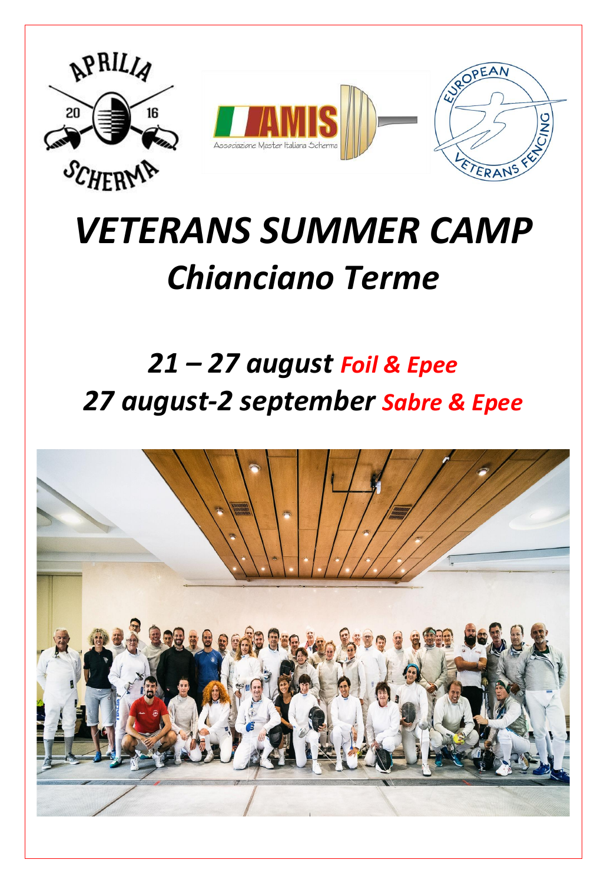# *VETERANS SUMMER CAMP*

## *Chianciano Terme*

### *21 – 27 august Foil & Epee*

### *27 august-2 september Sabre & Epee*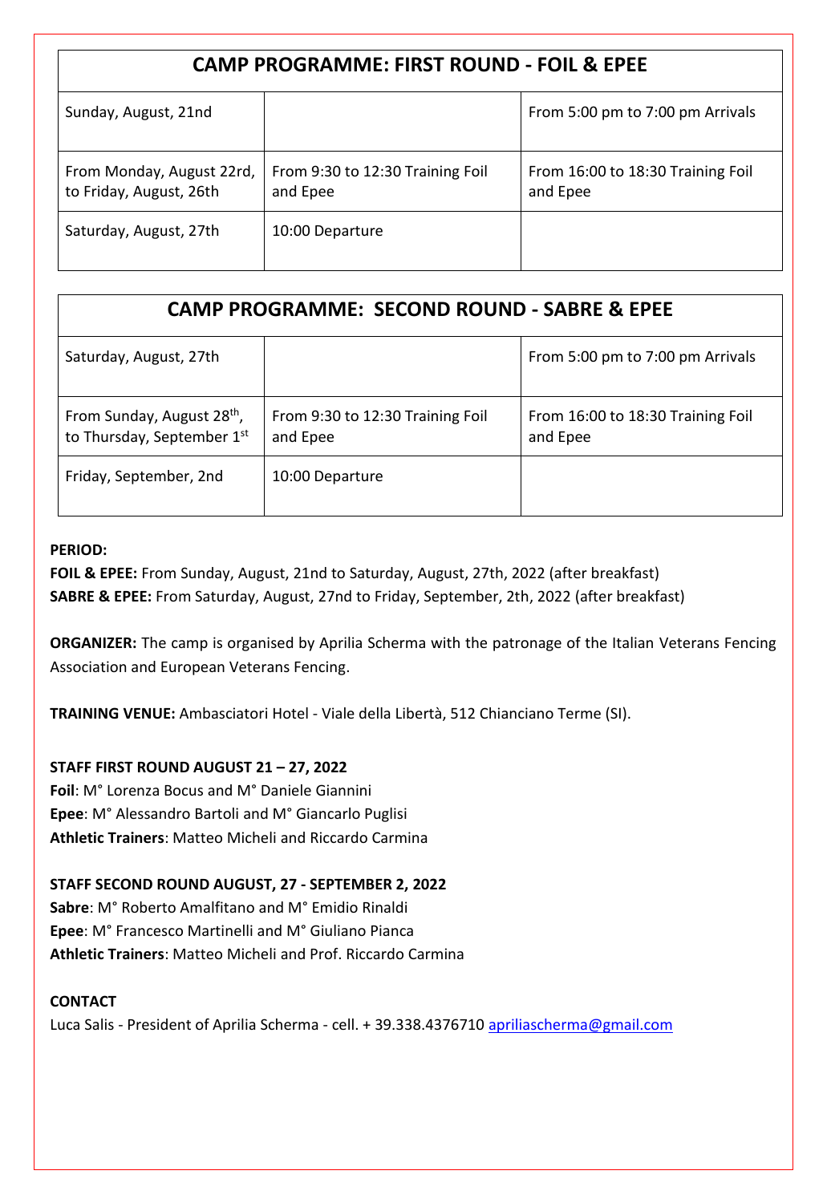| CAMP PROGRAMME: FIRST ROUND - FOIL & EPEE | | |
|---|---|---|
| Sunday, August, 21nd | | From 5:00 pm to 7:00 pm Arrivals |
| From Monday, August 22rd, to Friday, August, 26th | From 9:30 to 12:30 Training Foil and Epee | From 16:00 to 18:30 Training Foil and Epee |
| Saturday, August, 27th | 10:00 Departure | |

| CAMP PROGRAMME: SECOND ROUND - SABRE & EPEE | | |
|---|---|---|
| Saturday, August, 27th | | From 5:00 pm to 7:00 pm Arrivals |
| From Sunday, August 28th, to Thursday, September 1st | From 9:30 to 12:30 Training Foil and Epee | From 16:00 to 18:30 Training Foil and Epee |
| Friday, September, 2nd | 10:00 Departure | |

**PERIOD:**

**FOIL & EPEE:** From Sunday, August, 21nd to Saturday, August, 27th, 2022 (after breakfast)

**SABRE & EPEE:** From Saturday, August, 27nd to Friday, September, 2th, 2022 (after breakfast)

**ORGANIZER:** The camp is organised by Aprilia Scherma with the patronage of the Italian Veterans Fencing Association and European Veterans Fencing.

**TRAINING VENUE:** Ambasciatori Hotel - Viale della Libertà, 512 Chianciano Terme (SI).

**STAFF FIRST ROUND AUGUST 21 – 27, 2022**

**Foil**: M° Lorenza Bocus and M° Daniele Giannini

**Epee**: M° Alessandro Bartoli and M° Giancarlo Puglisi

**Athletic Trainers**: Matteo Micheli and Riccardo Carmina

**STAFF SECOND ROUND AUGUST, 27 - SEPTEMBER 2, 2022**

**Sabre**: M° Roberto Amalfitano and M° Emidio Rinaldi

**Epee**: M° Francesco Martinelli and M° Giuliano Pianca

**Athletic Trainers**: Matteo Micheli and Prof. Riccardo Carmina

**CONTACT**

Luca Salis - President of Aprilia Scherma - cell. + 39.338.4376710 apriliascherma@gmail.com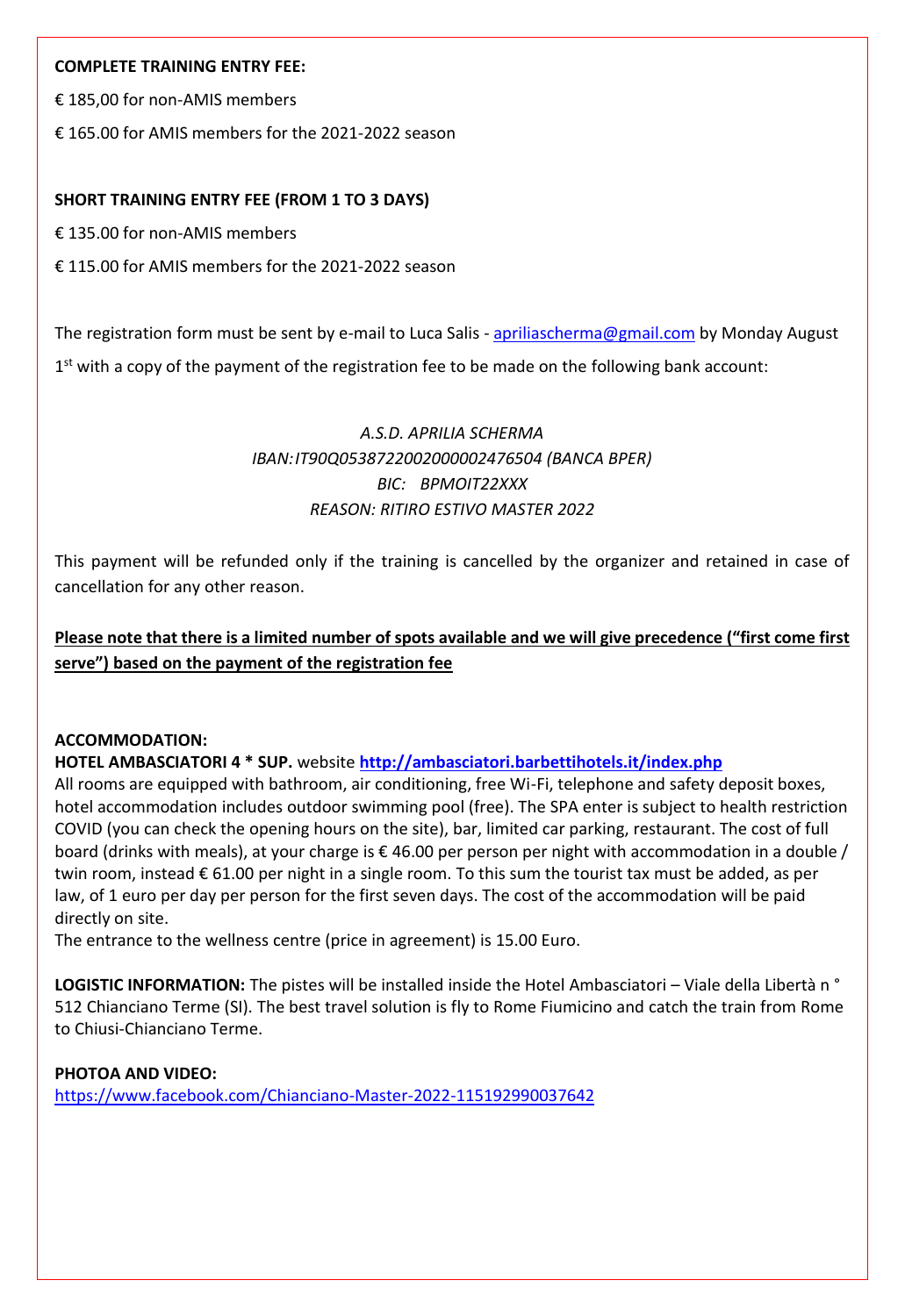**COMPLETE TRAINING ENTRY FEE:**

€ 185,00 for non-AMIS members

€ 165.00 for AMIS members for the 2021-2022 season

**SHORT TRAINING ENTRY FEE (FROM 1 TO 3 DAYS)**

€ 135.00 for non-AMIS members

€ 115.00 for AMIS members for the 2021-2022 season

The registration form must be sent by e-mail to Luca Salis - apriliascherma@gmail.com by Monday August 1st with a copy of the payment of the registration fee to be made on the following bank account:

*A.S.D. APRILIA SCHERMA*
*IBAN:IT90Q0538722002000002476504 (BANCA BPER)*
*BIC: BPMOIT22XXX*
*REASON: RITIRO ESTIVO MASTER 2022*

This payment will be refunded only if the training is cancelled by the organizer and retained in case of cancellation for any other reason.

**Please note that there is a limited number of spots available and we will give precedence ("first come first serve") based on the payment of the registration fee**

**ACCOMMODATION:**
**HOTEL AMBASCIATORI 4 * SUP.** website **http://ambasciatori.barbettihotels.it/index.php**
All rooms are equipped with bathroom, air conditioning, free Wi-Fi, telephone and safety deposit boxes, hotel accommodation includes outdoor swimming pool (free). The SPA enter is subject to health restriction COVID (you can check the opening hours on the site), bar, limited car parking, restaurant. The cost of full board (drinks with meals), at your charge is € 46.00 per person per night with accommodation in a double / twin room, instead € 61.00 per night in a single room. To this sum the tourist tax must be added, as per law, of 1 euro per day per person for the first seven days. The cost of the accommodation will be paid directly on site.
The entrance to the wellness centre (price in agreement) is 15.00 Euro.

**LOGISTIC INFORMATION:** The pistes will be installed inside the Hotel Ambasciatori – Viale della Libertà n ° 512 Chianciano Terme (SI). The best travel solution is fly to Rome Fiumicino and catch the train from Rome to Chiusi-Chianciano Terme.

**PHOTOA AND VIDEO:**
https://www.facebook.com/Chianciano-Master-2022-115192990037642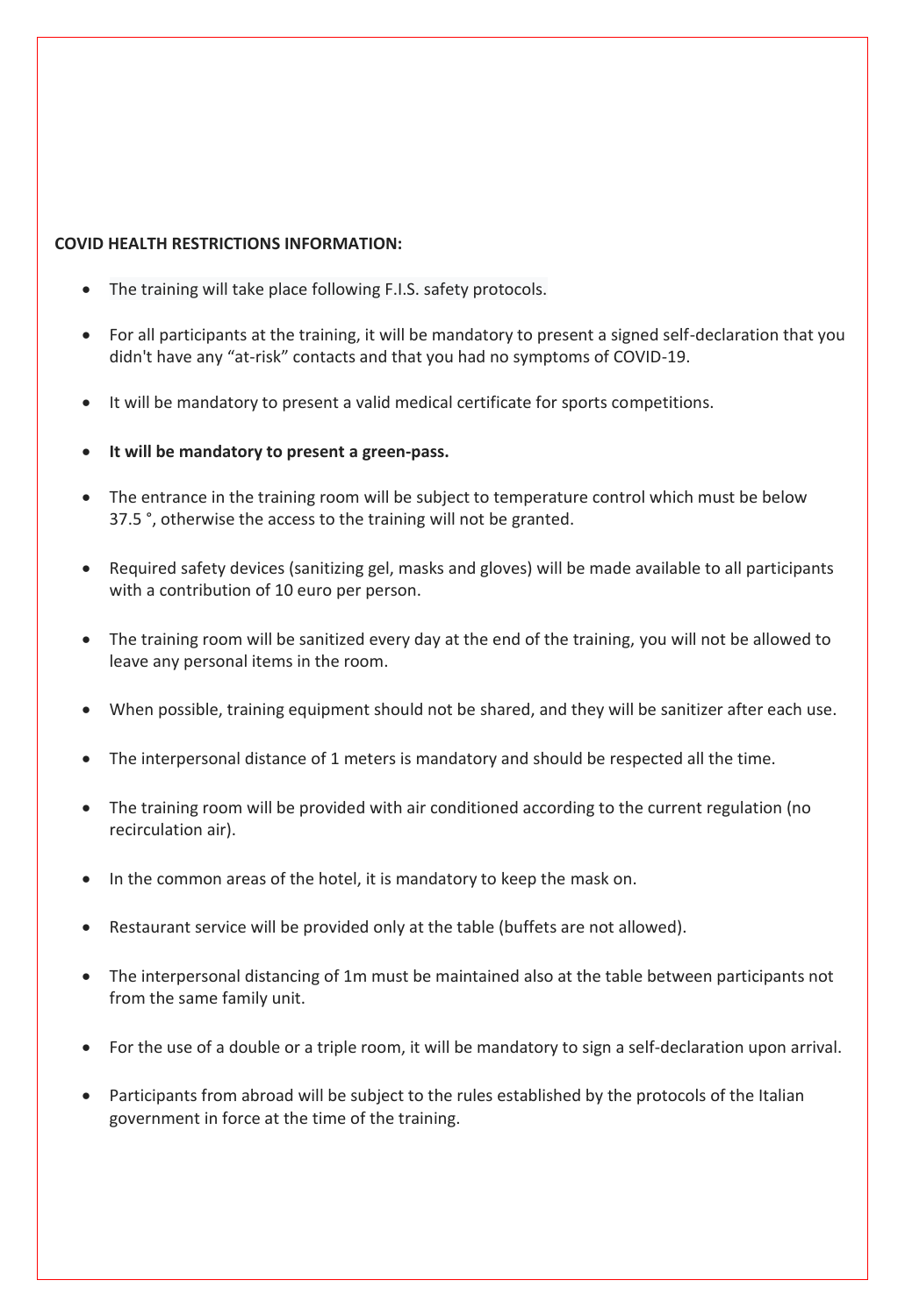**COVID HEALTH RESTRICTIONS INFORMATION:**

- The training will take place following F.I.S. safety protocols.
- For all participants at the training, it will be mandatory to present a signed self-declaration that you didn't have any "at-risk" contacts and that you had no symptoms of COVID-19.
- It will be mandatory to present a valid medical certificate for sports competitions.
- **It will be mandatory to present a green-pass.**
- The entrance in the training room will be subject to temperature control which must be below 37.5 °, otherwise the access to the training will not be granted.
- Required safety devices (sanitizing gel, masks and gloves) will be made available to all participants with a contribution of 10 euro per person.
- The training room will be sanitized every day at the end of the training, you will not be allowed to leave any personal items in the room.
- When possible, training equipment should not be shared, and they will be sanitizer after each use.
- The interpersonal distance of 1 meters is mandatory and should be respected all the time.
- The training room will be provided with air conditioned according to the current regulation (no recirculation air).
- In the common areas of the hotel, it is mandatory to keep the mask on.
- Restaurant service will be provided only at the table (buffets are not allowed).
- The interpersonal distancing of 1m must be maintained also at the table between participants not from the same family unit.
- For the use of a double or a triple room, it will be mandatory to sign a self-declaration upon arrival.
- Participants from abroad will be subject to the rules established by the protocols of the Italian government in force at the time of the training.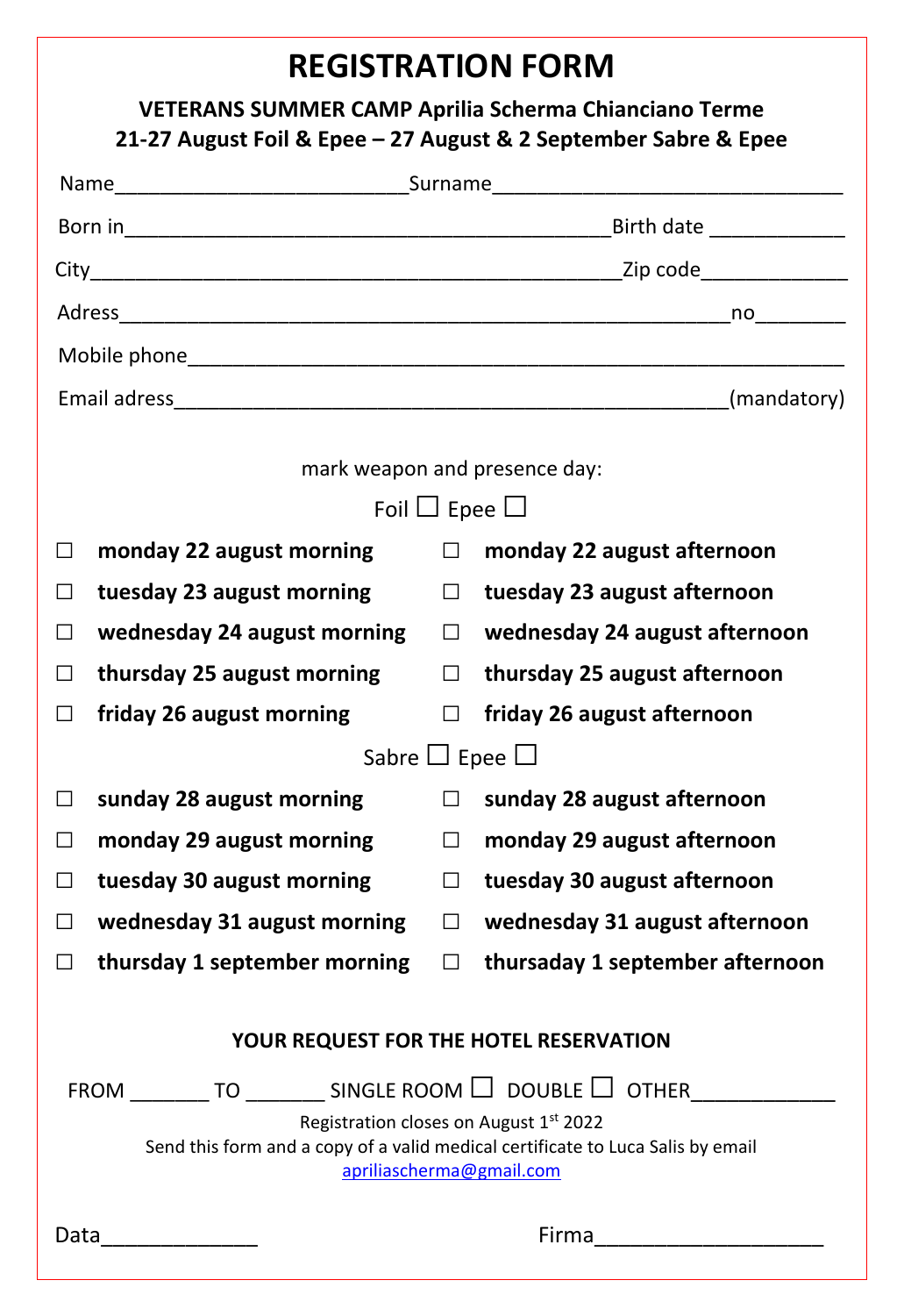# REGISTRATION FORM

**VETERANS SUMMER CAMP Aprilia Scherma Chianciano Terme**
**21-27 August Foil & Epee – 27 August & 2 September Sabre & Epee**

Name_________________________Surname_______________________________

Born in__________________________________________Birth date ____________

City______________________________________________Zip code_____________

Adress____________________________________________________no________

Mobile phone__________________________________________________________

Email adress_________________________________________________(mandatory)

mark weapon and presence day:

Foil ☐ Epee ☐

☐ **monday 22 august morning** ☐ **monday 22 august afternoon**

☐ **tuesday 23 august morning** ☐ **tuesday 23 august afternoon**

☐ **wednesday 24 august morning** ☐ **wednesday 24 august afternoon**

☐ **thursday 25 august morning** ☐ **thursday 25 august afternoon**

☐ **friday 26 august morning** ☐ **friday 26 august afternoon**

Sabre ☐ Epee ☐

☐ **sunday 28 august morning** ☐ **sunday 28 august afternoon**

☐ **monday 29 august morning** ☐ **monday 29 august afternoon**

☐ **tuesday 30 august morning** ☐ **tuesday 30 august afternoon**

☐ **wednesday 31 august morning** ☐ **wednesday 31 august afternoon**

☐ **thursday 1 september morning** ☐ **thursaday 1 september afternoon**

**YOUR REQUEST FOR THE HOTEL RESERVATION**

FROM _______ TO _______ SINGLE ROOM ☐ DOUBLE ☐ OTHER____________

Registration closes on August 1st 2022
Send this form and a copy of a valid medical certificate to Luca Salis by email
apriliascherma@gmail.com

Data_____________ Firma___________________